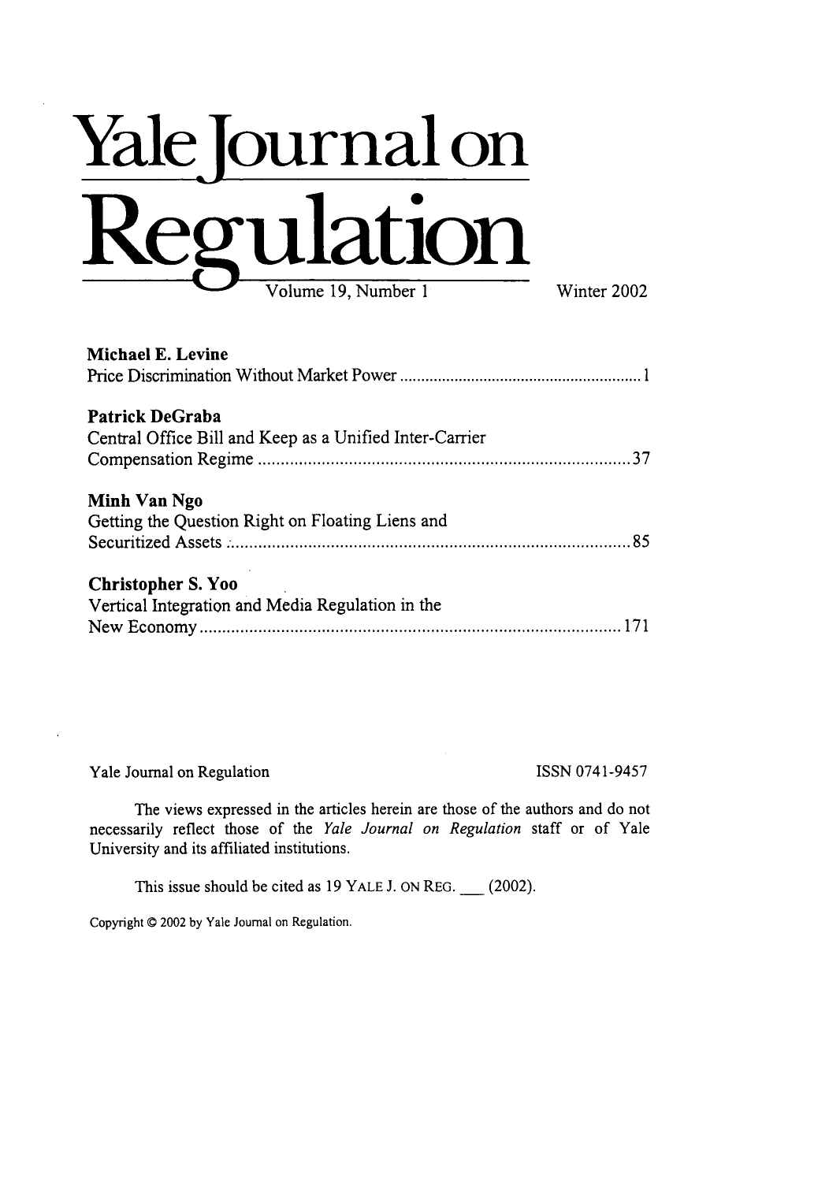# Yale Journal on Regulation

Volume 19, Number 1 — Winter 2002

**Michael E. Levine**
Price Discrimination Without Market Power .......................................................... 1

**Patrick DeGraba**
Central Office Bill and Keep as a Unified Inter-Carrier Compensation Regime ........................................................................ 37

**Minh Van Ngo**
Getting the Question Right on Floating Liens and Securitized Assets ........................................................................ 85

**Christopher S. Yoo**
Vertical Integration and Media Regulation in the New Economy ........................................................................ 171

Yale Journal on Regulation — ISSN 0741-9457

The views expressed in the articles herein are those of the authors and do not necessarily reflect those of the *Yale Journal on Regulation* staff or of Yale University and its affiliated institutions.

This issue should be cited as 19 YALE J. ON REG. ___ (2002).

Copyright © 2002 by Yale Journal on Regulation.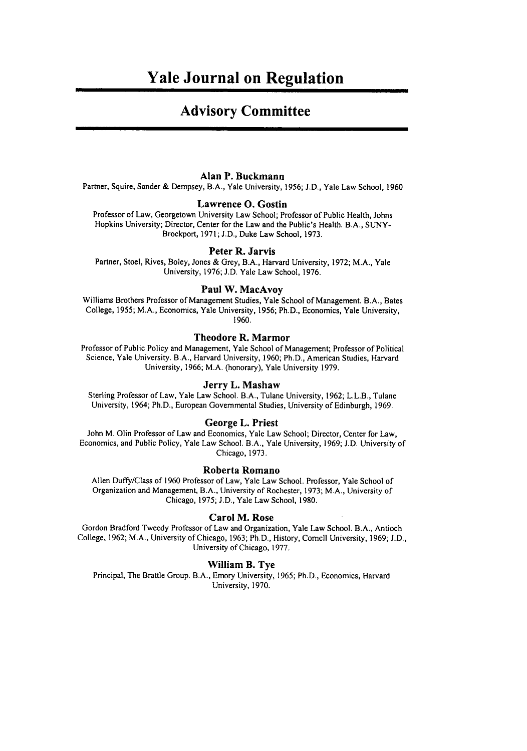# Yale Journal on Regulation

## Advisory Committee

**Alan P. Buckmann**
Partner, Squire, Sander & Dempsey, B.A., Yale University, 1956; J.D., Yale Law School, 1960

**Lawrence O. Gostin**
Professor of Law, Georgetown University Law School; Professor of Public Health, Johns Hopkins University; Director, Center for the Law and the Public's Health. B.A., SUNY-Brockport, 1971; J.D., Duke Law School, 1973.

**Peter R. Jarvis**
Partner, Stoel, Rives, Boley, Jones & Grey, B.A., Harvard University, 1972; M.A., Yale University, 1976; J.D. Yale Law School, 1976.

**Paul W. MacAvoy**
Williams Brothers Professor of Management Studies, Yale School of Management. B.A., Bates College, 1955; M.A., Economics, Yale University, 1956; Ph.D., Economics, Yale University, 1960.

**Theodore R. Marmor**
Professor of Public Policy and Management, Yale School of Management; Professor of Political Science, Yale University. B.A., Harvard University, 1960; Ph.D., American Studies, Harvard University, 1966; M.A. (honorary), Yale University 1979.

**Jerry L. Mashaw**
Sterling Professor of Law, Yale Law School. B.A., Tulane University, 1962; L.L.B., Tulane University, 1964; Ph.D., European Governmental Studies, University of Edinburgh, 1969.

**George L. Priest**
John M. Olin Professor of Law and Economics, Yale Law School; Director, Center for Law, Economics, and Public Policy, Yale Law School. B.A., Yale University, 1969; J.D. University of Chicago, 1973.

**Roberta Romano**
Allen Duffy/Class of 1960 Professor of Law, Yale Law School. Professor, Yale School of Organization and Management, B.A., University of Rochester, 1973; M.A., University of Chicago, 1975; J.D., Yale Law School, 1980.

**Carol M. Rose**
Gordon Bradford Tweedy Professor of Law and Organization, Yale Law School. B.A., Antioch College, 1962; M.A., University of Chicago, 1963; Ph.D., History, Cornell University, 1969; J.D., University of Chicago, 1977.

**William B. Tye**
Principal, The Brattle Group. B.A., Emory University, 1965; Ph.D., Economics, Harvard University, 1970.